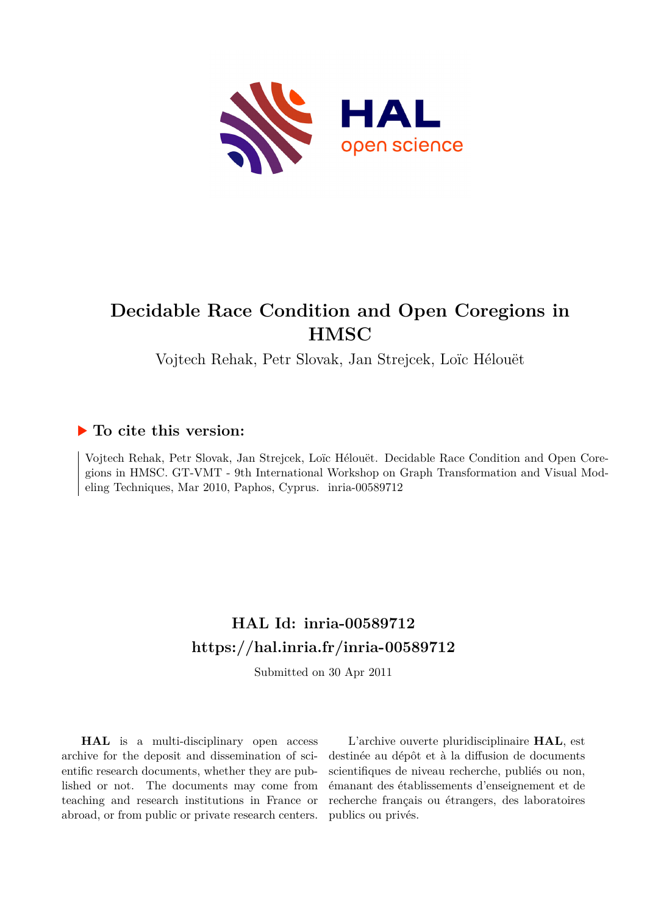# Decidable Race Condition and Open Coregions in HMSC

Vojtech Rehak, Petr Slovak, Jan Strejcek, Loïc Hélouët

## ▶ To cite this version:

Vojtech Rehak, Petr Slovak, Jan Strejcek, Loïc Hélouët. Decidable Race Condition and Open Coregions in HMSC. GT-VMT - 9th International Workshop on Graph Transformation and Visual Modeling Techniques, Mar 2010, Paphos, Cyprus. inria-00589712

## HAL Id: inria-00589712

## https://hal.inria.fr/inria-00589712

Submitted on 30 Apr 2011

**HAL** is a multi-disciplinary open access archive for the deposit and dissemination of scientific research documents, whether they are published or not. The documents may come from teaching and research institutions in France or abroad, or from public or private research centers.

L'archive ouverte pluridisciplinaire **HAL**, est destinée au dépôt et à la diffusion de documents scientifiques de niveau recherche, publiés ou non, émanant des établissements d'enseignement et de recherche français ou étrangers, des laboratoires publics ou privés.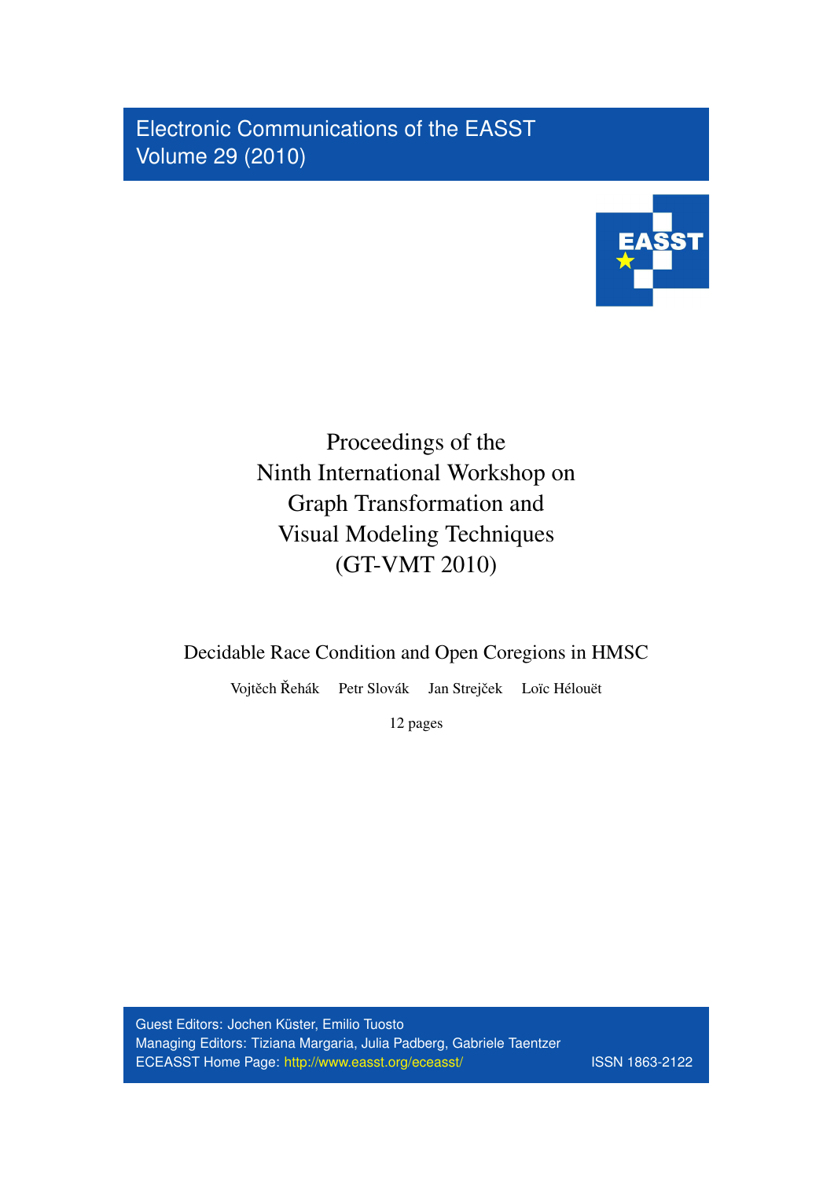Electronic Communications of the EASST
Volume 29 (2010)

# Proceedings of the Ninth International Workshop on Graph Transformation and Visual Modeling Techniques (GT-VMT 2010)

## Decidable Race Condition and Open Coregions in HMSC

Vojtěch Řehák  Petr Slovák  Jan Strejček  Loïc Hélouët

12 pages

Guest Editors: Jochen Küster, Emilio Tuosto
Managing Editors: Tiziana Margaria, Julia Padberg, Gabriele Taentzer
ECEASST Home Page: http://www.easst.org/eceasst/  ISSN 1863-2122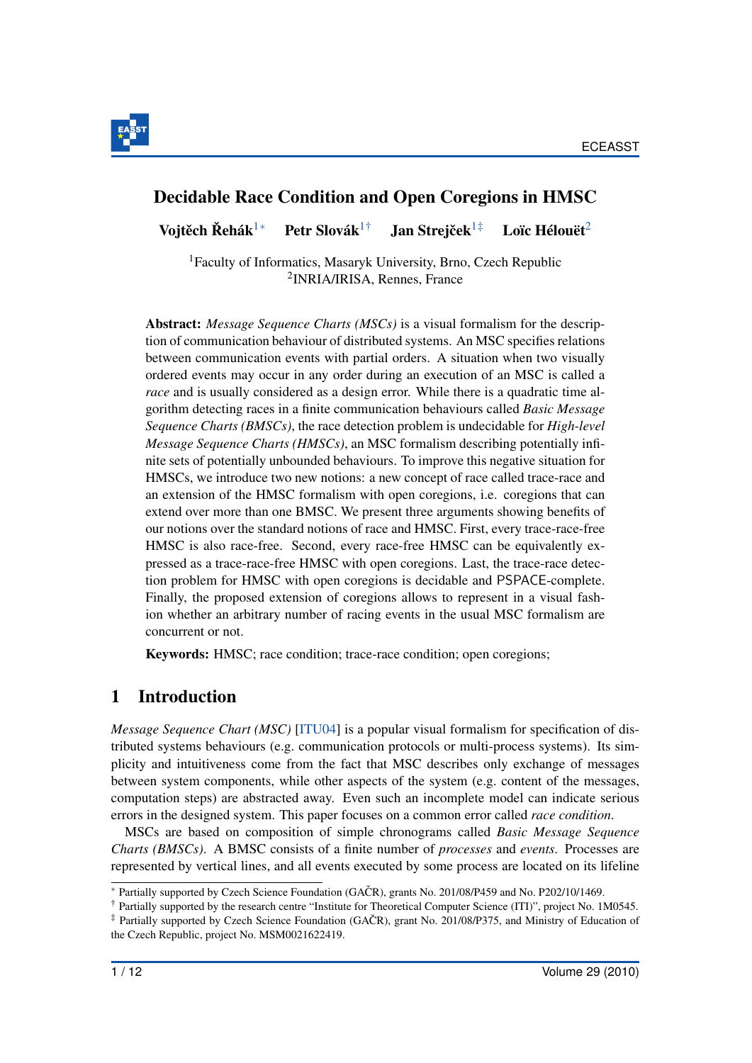# Decidable Race Condition and Open Coregions in HMSC

**Vojtěch Řehák**[1*] **Petr Slovák**[1†] **Jan Strejček**[1‡] **Loïc Hélouët**[2]

[1]Faculty of Informatics, Masaryk University, Brno, Czech Republic
[2]INRIA/IRISA, Rennes, France

**Abstract:** *Message Sequence Charts (MSCs)* is a visual formalism for the description of communication behaviour of distributed systems. An MSC specifies relations between communication events with partial orders. A situation when two visually ordered events may occur in any order during an execution of an MSC is called a *race* and is usually considered as a design error. While there is a quadratic time algorithm detecting races in a finite communication behaviours called *Basic Message Sequence Charts (BMSCs)*, the race detection problem is undecidable for *High-level Message Sequence Charts (HMSCs)*, an MSC formalism describing potentially infinite sets of potentially unbounded behaviours. To improve this negative situation for HMSCs, we introduce two new notions: a new concept of race called trace-race and an extension of the HMSC formalism with open coregions, i.e. coregions that can extend over more than one BMSC. We present three arguments showing benefits of our notions over the standard notions of race and HMSC. First, every trace-race-free HMSC is also race-free. Second, every race-free HMSC can be equivalently expressed as a trace-race-free HMSC with open coregions. Last, the trace-race detection problem for HMSC with open coregions is decidable and PSPACE-complete. Finally, the proposed extension of coregions allows to represent in a visual fashion whether an arbitrary number of racing events in the usual MSC formalism are concurrent or not.

**Keywords:** HMSC; race condition; trace-race condition; open coregions;

## 1 Introduction

*Message Sequence Chart (MSC)* [ITU04] is a popular visual formalism for specification of distributed systems behaviours (e.g. communication protocols or multi-process systems). Its simplicity and intuitiveness come from the fact that MSC describes only exchange of messages between system components, while other aspects of the system (e.g. content of the messages, computation steps) are abstracted away. Even such an incomplete model can indicate serious errors in the designed system. This paper focuses on a common error called *race condition*.

MSCs are based on composition of simple chronograms called *Basic Message Sequence Charts (BMSCs)*. A BMSC consists of a finite number of *processes* and *events*. Processes are represented by vertical lines, and all events executed by some process are located on its lifeline

[*] Partially supported by Czech Science Foundation (GAČR), grants No. 201/08/P459 and No. P202/10/1469.
[†] Partially supported by the research centre "Institute for Theoretical Computer Science (ITI)", project No. 1M0545.
[‡] Partially supported by Czech Science Foundation (GAČR), grant No. 201/08/P375, and Ministry of Education of the Czech Republic, project No. MSM0021622419.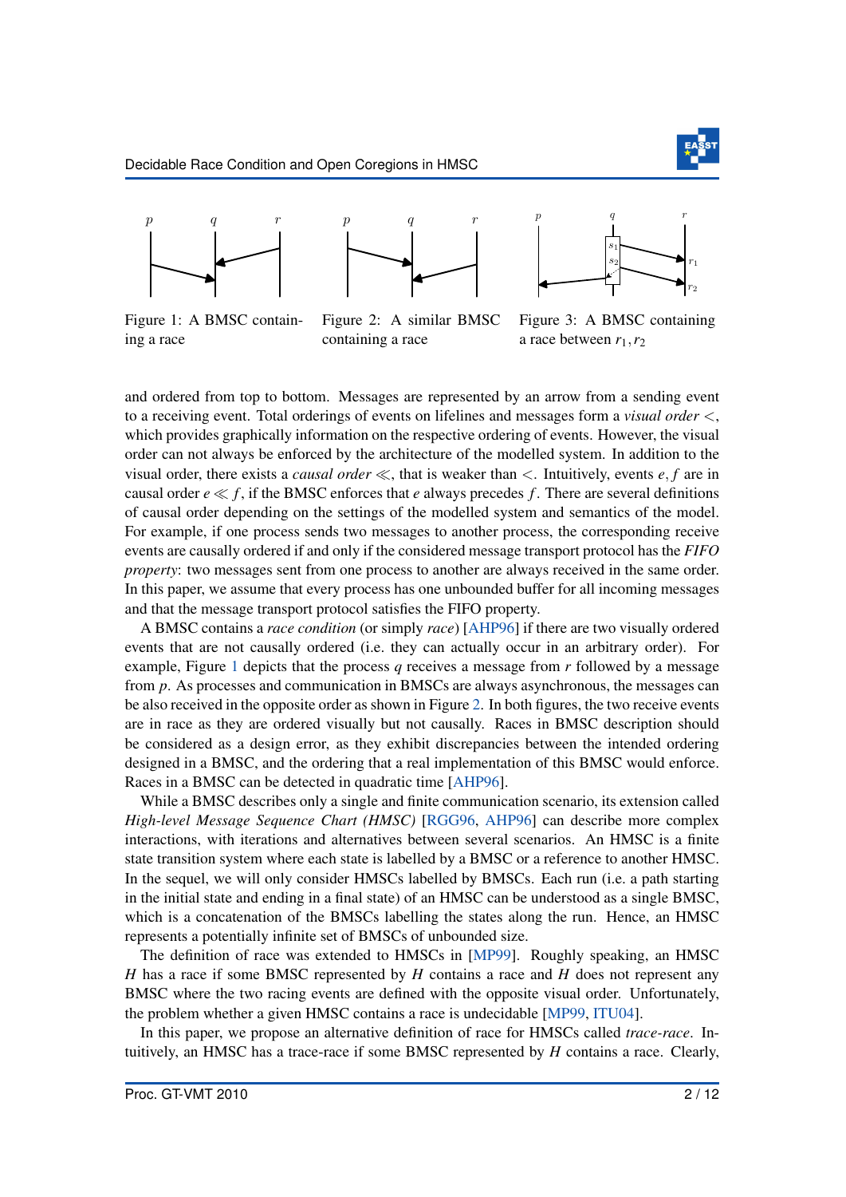Figure 1: A BMSC containing a race

Figure 2: A similar BMSC containing a race

Figure 3: A BMSC containing a race between $r_1, r_2$

and ordered from top to bottom. Messages are represented by an arrow from a sending event to a receiving event. Total orderings of events on lifelines and messages form a *visual order* $<$, which provides graphically information on the respective ordering of events. However, the visual order can not always be enforced by the architecture of the modelled system. In addition to the visual order, there exists a *causal order* $\ll$, that is weaker than $<$. Intuitively, events $e, f$ are in causal order $e \ll f$, if the BMSC enforces that $e$ always precedes $f$. There are several definitions of causal order depending on the settings of the modelled system and semantics of the model. For example, if one process sends two messages to another process, the corresponding receive events are causally ordered if and only if the considered message transport protocol has the *FIFO property*: two messages sent from one process to another are always received in the same order. In this paper, we assume that every process has one unbounded buffer for all incoming messages and that the message transport protocol satisfies the FIFO property.

A BMSC contains a *race condition* (or simply *race*) [AHP96] if there are two visually ordered events that are not causally ordered (i.e. they can actually occur in an arbitrary order). For example, Figure 1 depicts that the process $q$ receives a message from $r$ followed by a message from $p$. As processes and communication in BMSCs are always asynchronous, the messages can be also received in the opposite order as shown in Figure 2. In both figures, the two receive events are in race as they are ordered visually but not causally. Races in BMSC description should be considered as a design error, as they exhibit discrepancies between the intended ordering designed in a BMSC, and the ordering that a real implementation of this BMSC would enforce. Races in a BMSC can be detected in quadratic time [AHP96].

While a BMSC describes only a single and finite communication scenario, its extension called *High-level Message Sequence Chart (HMSC)* [RGG96, AHP96] can describe more complex interactions, with iterations and alternatives between several scenarios. An HMSC is a finite state transition system where each state is labelled by a BMSC or a reference to another HMSC. In the sequel, we will only consider HMSCs labelled by BMSCs. Each run (i.e. a path starting in the initial state and ending in a final state) of an HMSC can be understood as a single BMSC, which is a concatenation of the BMSCs labelling the states along the run. Hence, an HMSC represents a potentially infinite set of BMSCs of unbounded size.

The definition of race was extended to HMSCs in [MP99]. Roughly speaking, an HMSC $H$ has a race if some BMSC represented by $H$ contains a race and $H$ does not represent any BMSC where the two racing events are defined with the opposite visual order. Unfortunately, the problem whether a given HMSC contains a race is undecidable [MP99, ITU04].

In this paper, we propose an alternative definition of race for HMSCs called *trace-race*. Intuitively, an HMSC has a trace-race if some BMSC represented by $H$ contains a race. Clearly,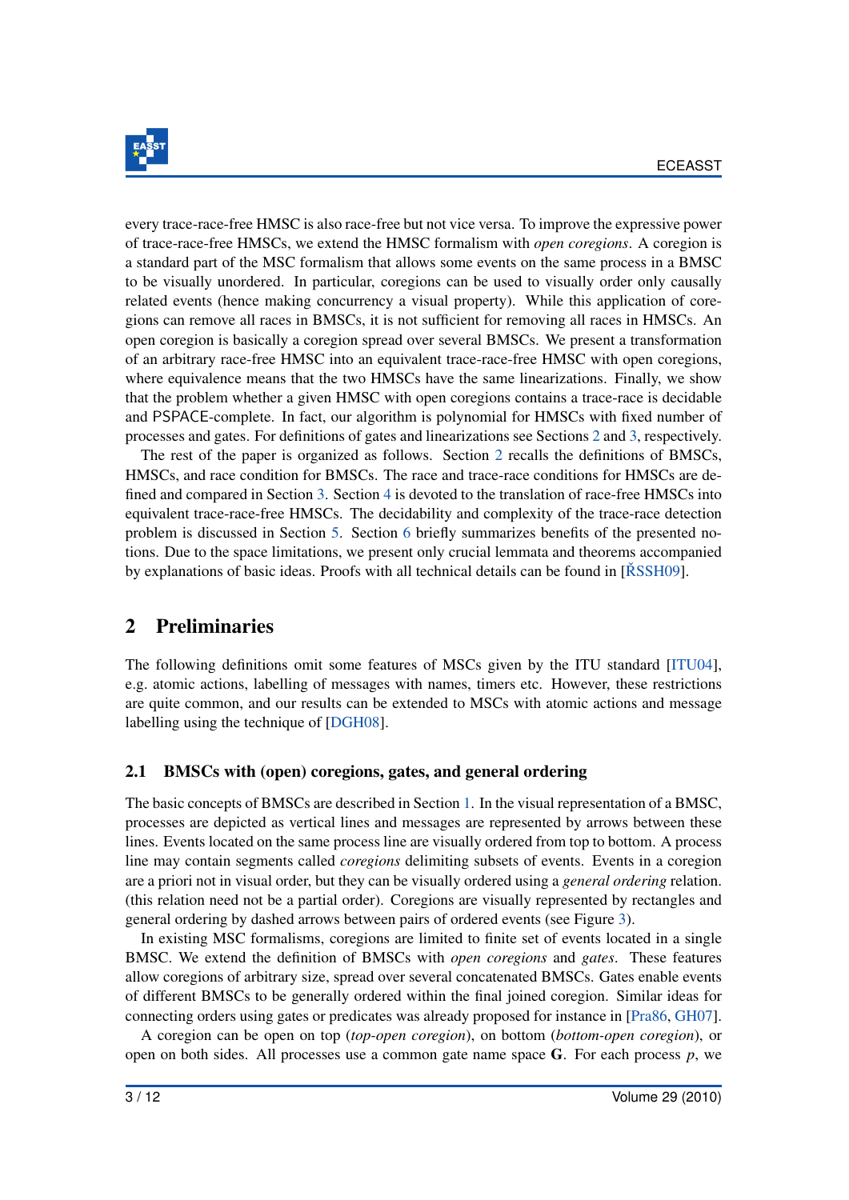every trace-race-free HMSC is also race-free but not vice versa. To improve the expressive power of trace-race-free HMSCs, we extend the HMSC formalism with *open coregions*. A coregion is a standard part of the MSC formalism that allows some events on the same process in a BMSC to be visually unordered. In particular, coregions can be used to visually order only causally related events (hence making concurrency a visual property). While this application of coregions can remove all races in BMSCs, it is not sufficient for removing all races in HMSCs. An open coregion is basically a coregion spread over several BMSCs. We present a transformation of an arbitrary race-free HMSC into an equivalent trace-race-free HMSC with open coregions, where equivalence means that the two HMSCs have the same linearizations. Finally, we show that the problem whether a given HMSC with open coregions contains a trace-race is decidable and PSPACE-complete. In fact, our algorithm is polynomial for HMSCs with fixed number of processes and gates. For definitions of gates and linearizations see Sections 2 and 3, respectively.

The rest of the paper is organized as follows. Section 2 recalls the definitions of BMSCs, HMSCs, and race condition for BMSCs. The race and trace-race conditions for HMSCs are defined and compared in Section 3. Section 4 is devoted to the translation of race-free HMSCs into equivalent trace-race-free HMSCs. The decidability and complexity of the trace-race detection problem is discussed in Section 5. Section 6 briefly summarizes benefits of the presented notions. Due to the space limitations, we present only crucial lemmata and theorems accompanied by explanations of basic ideas. Proofs with all technical details can be found in [ŘSSH09].

## 2 Preliminaries

The following definitions omit some features of MSCs given by the ITU standard [ITU04], e.g. atomic actions, labelling of messages with names, timers etc. However, these restrictions are quite common, and our results can be extended to MSCs with atomic actions and message labelling using the technique of [DGH08].

### 2.1 BMSCs with (open) coregions, gates, and general ordering

The basic concepts of BMSCs are described in Section 1. In the visual representation of a BMSC, processes are depicted as vertical lines and messages are represented by arrows between these lines. Events located on the same process line are visually ordered from top to bottom. A process line may contain segments called *coregions* delimiting subsets of events. Events in a coregion are a priori not in visual order, but they can be visually ordered using a *general ordering* relation. (this relation need not be a partial order). Coregions are visually represented by rectangles and general ordering by dashed arrows between pairs of ordered events (see Figure 3).

In existing MSC formalisms, coregions are limited to finite set of events located in a single BMSC. We extend the definition of BMSCs with *open coregions* and *gates*. These features allow coregions of arbitrary size, spread over several concatenated BMSCs. Gates enable events of different BMSCs to be generally ordered within the final joined coregion. Similar ideas for connecting orders using gates or predicates was already proposed for instance in [Pra86, GH07].

A coregion can be open on top (*top-open coregion*), on bottom (*bottom-open coregion*), or open on both sides. All processes use a common gate name space $\mathbf{G}$. For each process $p$, we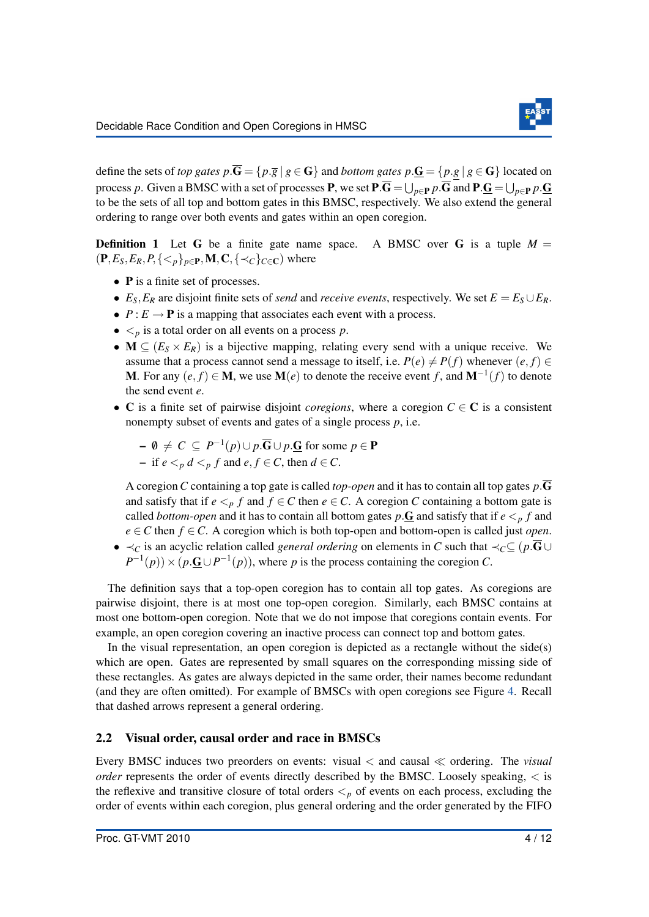define the sets of *top gates* $p.\overline{\mathbf{G}} = \{p.\overline{g} \mid g \in \mathbf{G}\}$ and *bottom gates* $p.\underline{\mathbf{G}} = \{p.\underline{g} \mid g \in \mathbf{G}\}$ located on process $p$. Given a BMSC with a set of processes $\mathbf{P}$, we set $\mathbf{P}.\overline{\mathbf{G}} = \bigcup_{p \in \mathbf{P}} p.\overline{\mathbf{G}}$ and $\mathbf{P}.\underline{\mathbf{G}} = \bigcup_{p \in \mathbf{P}} p.\underline{\mathbf{G}}$ to be the sets of all top and bottom gates in this BMSC, respectively. We also extend the general ordering to range over both events and gates within an open coregion.

**Definition 1** Let $\mathbf{G}$ be a finite gate name space. A BMSC over $\mathbf{G}$ is a tuple $M = (\mathbf{P}, E_S, E_R, P, \{<_p\}_{p \in \mathbf{P}}, \mathbf{M}, \mathbf{C}, \{\prec_C\}_{C \in \mathbf{C}})$ where

- $\mathbf{P}$ is a finite set of processes.
- $E_S, E_R$ are disjoint finite sets of *send* and *receive events*, respectively. We set $E = E_S \cup E_R$.
- $P : E \rightarrow \mathbf{P}$ is a mapping that associates each event with a process.
- $<_p$ is a total order on all events on a process $p$.
- $\mathbf{M} \subseteq (E_S \times E_R)$ is a bijective mapping, relating every send with a unique receive. We assume that a process cannot send a message to itself, i.e. $P(e) \neq P(f)$ whenever $(e, f) \in \mathbf{M}$. For any $(e, f) \in \mathbf{M}$, we use $\mathbf{M}(e)$ to denote the receive event $f$, and $\mathbf{M}^{-1}(f)$ to denote the send event $e$.
- $\mathbf{C}$ is a finite set of pairwise disjoint *coregions*, where a coregion $C \in \mathbf{C}$ is a consistent nonempty subset of events and gates of a single process $p$, i.e.
  - $\emptyset \neq C \subseteq P^{-1}(p) \cup p.\overline{\mathbf{G}} \cup p.\underline{\mathbf{G}}$ for some $p \in \mathbf{P}$
  - if $e <_p d <_p f$ and $e, f \in C$, then $d \in C$.

  A coregion $C$ containing a top gate is called *top-open* and it has to contain all top gates $p.\overline{\mathbf{G}}$ and satisfy that if $e <_p f$ and $f \in C$ then $e \in C$. A coregion $C$ containing a bottom gate is called *bottom-open* and it has to contain all bottom gates $p.\underline{\mathbf{G}}$ and satisfy that if $e <_p f$ and $e \in C$ then $f \in C$. A coregion which is both top-open and bottom-open is called just *open*.
- $\prec_C$ is an acyclic relation called *general ordering* on elements in $C$ such that $\prec_C \subseteq (p.\overline{\mathbf{G}} \cup P^{-1}(p)) \times (p.\underline{\mathbf{G}} \cup P^{-1}(p))$, where $p$ is the process containing the coregion $C$.

The definition says that a top-open coregion has to contain all top gates. As coregions are pairwise disjoint, there is at most one top-open coregion. Similarly, each BMSC contains at most one bottom-open coregion. Note that we do not impose that coregions contain events. For example, an open coregion covering an inactive process can connect top and bottom gates.

In the visual representation, an open coregion is depicted as a rectangle without the side(s) which are open. Gates are represented by small squares on the corresponding missing side of these rectangles. As gates are always depicted in the same order, their names become redundant (and they are often omitted). For example of BMSCs with open coregions see Figure 4. Recall that dashed arrows represent a general ordering.

## 2.2 Visual order, causal order and race in BMSCs

Every BMSC induces two preorders on events: visual $<$ and causal $\ll$ ordering. The *visual order* represents the order of events directly described by the BMSC. Loosely speaking, $<$ is the reflexive and transitive closure of total orders $<_p$ of events on each process, excluding the order of events within each coregion, plus general ordering and the order generated by the FIFO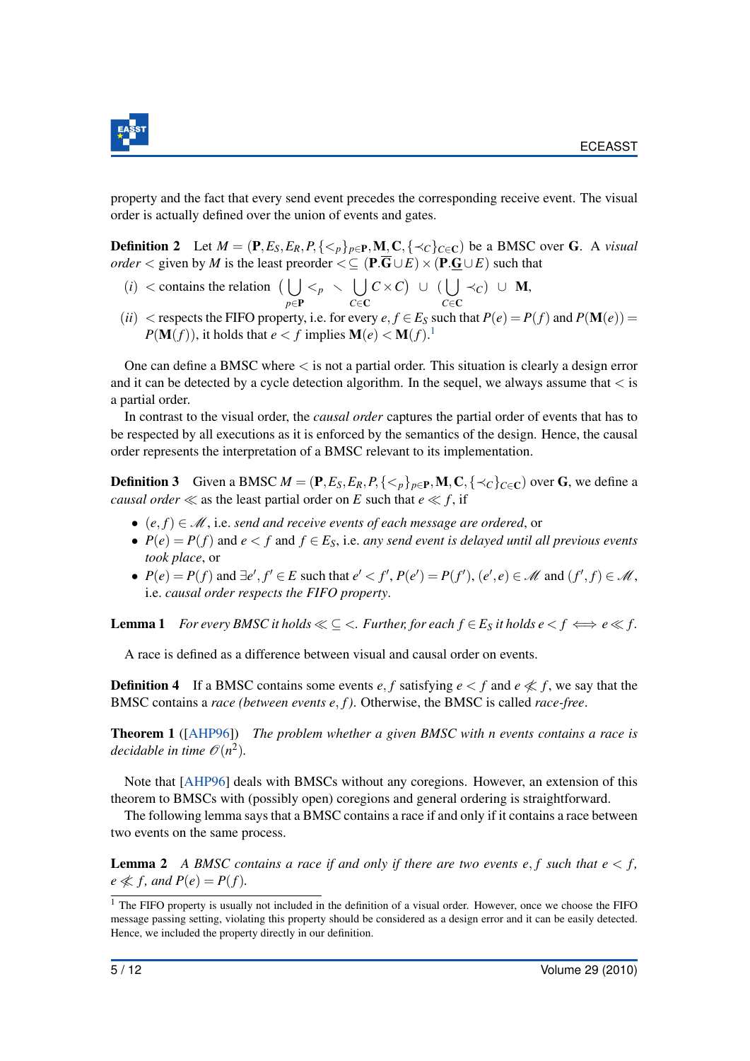property and the fact that every send event precedes the corresponding receive event. The visual order is actually defined over the union of events and gates.

**Definition 2** Let $M = (\mathbf{P}, E_S, E_R, P, \{<_p\}_{p\in\mathbf{P}}, \mathbf{M}, \mathbf{C}, \{\prec_C\}_{C\in\mathbf{C}})$ be a BMSC over $\mathbf{G}$. A *visual order* $<$ given by $M$ is the least preorder $< \subseteq (\mathbf{P}.\overline{\mathbf{G}} \cup E) \times (\mathbf{P}.\underline{\mathbf{G}} \cup E)$ such that

$(i)$ $<$ contains the relation $\left(\bigcup_{p\in\mathbf{P}} <_p \;\setminus\; \bigcup_{C\in\mathbf{C}} C\times C\right) \;\cup\; \left(\bigcup_{C\in\mathbf{C}} \prec_C\right) \;\cup\; \mathbf{M}$,

$(ii)$ $<$ respects the FIFO property, i.e. for every $e, f \in E_S$ such that $P(e) = P(f)$ and $P(\mathbf{M}(e)) = P(\mathbf{M}(f))$, it holds that $e < f$ implies $\mathbf{M}(e) < \mathbf{M}(f)$.[1]

One can define a BMSC where $<$ is not a partial order. This situation is clearly a design error and it can be detected by a cycle detection algorithm. In the sequel, we always assume that $<$ is a partial order.

In contrast to the visual order, the *causal order* captures the partial order of events that has to be respected by all executions as it is enforced by the semantics of the design. Hence, the causal order represents the interpretation of a BMSC relevant to its implementation.

**Definition 3** Given a BMSC $M = (\mathbf{P}, E_S, E_R, P, \{<_p\}_{p\in\mathbf{P}}, \mathbf{M}, \mathbf{C}, \{\prec_C\}_{C\in\mathbf{C}})$ over $\mathbf{G}$, we define a *causal order* $\ll$ as the least partial order on $E$ such that $e \ll f$, if

- $(e, f) \in \mathscr{M}$, i.e. *send and receive events of each message are ordered*, or
- $P(e) = P(f)$ and $e < f$ and $f \in E_S$, i.e. *any send event is delayed until all previous events took place*, or
- $P(e) = P(f)$ and $\exists e', f' \in E$ such that $e' < f'$, $P(e') = P(f')$, $(e', e) \in \mathscr{M}$ and $(f', f) \in \mathscr{M}$, i.e. *causal order respects the FIFO property*.

**Lemma 1** *For every BMSC it holds* $\ll \subseteq <$. *Further, for each* $f \in E_S$ *it holds* $e < f \iff e \ll f$.

A race is defined as a difference between visual and causal order on events.

**Definition 4** If a BMSC contains some events $e, f$ satisfying $e < f$ and $e \not\ll f$, we say that the BMSC contains a *race (between events $e, f$)*. Otherwise, the BMSC is called *race-free*.

**Theorem 1** ([AHP96]) *The problem whether a given BMSC with n events contains a race is decidable in time* $\mathscr{O}(n^2)$.

Note that [AHP96] deals with BMSCs without any coregions. However, an extension of this theorem to BMSCs with (possibly open) coregions and general ordering is straightforward.

The following lemma says that a BMSC contains a race if and only if it contains a race between two events on the same process.

**Lemma 2** *A BMSC contains a race if and only if there are two events* $e, f$ *such that* $e < f$, $e \not\ll f$, *and* $P(e) = P(f)$.

[1] The FIFO property is usually not included in the definition of a visual order. However, once we choose the FIFO message passing setting, violating this property should be considered as a design error and it can be easily detected. Hence, we included the property directly in our definition.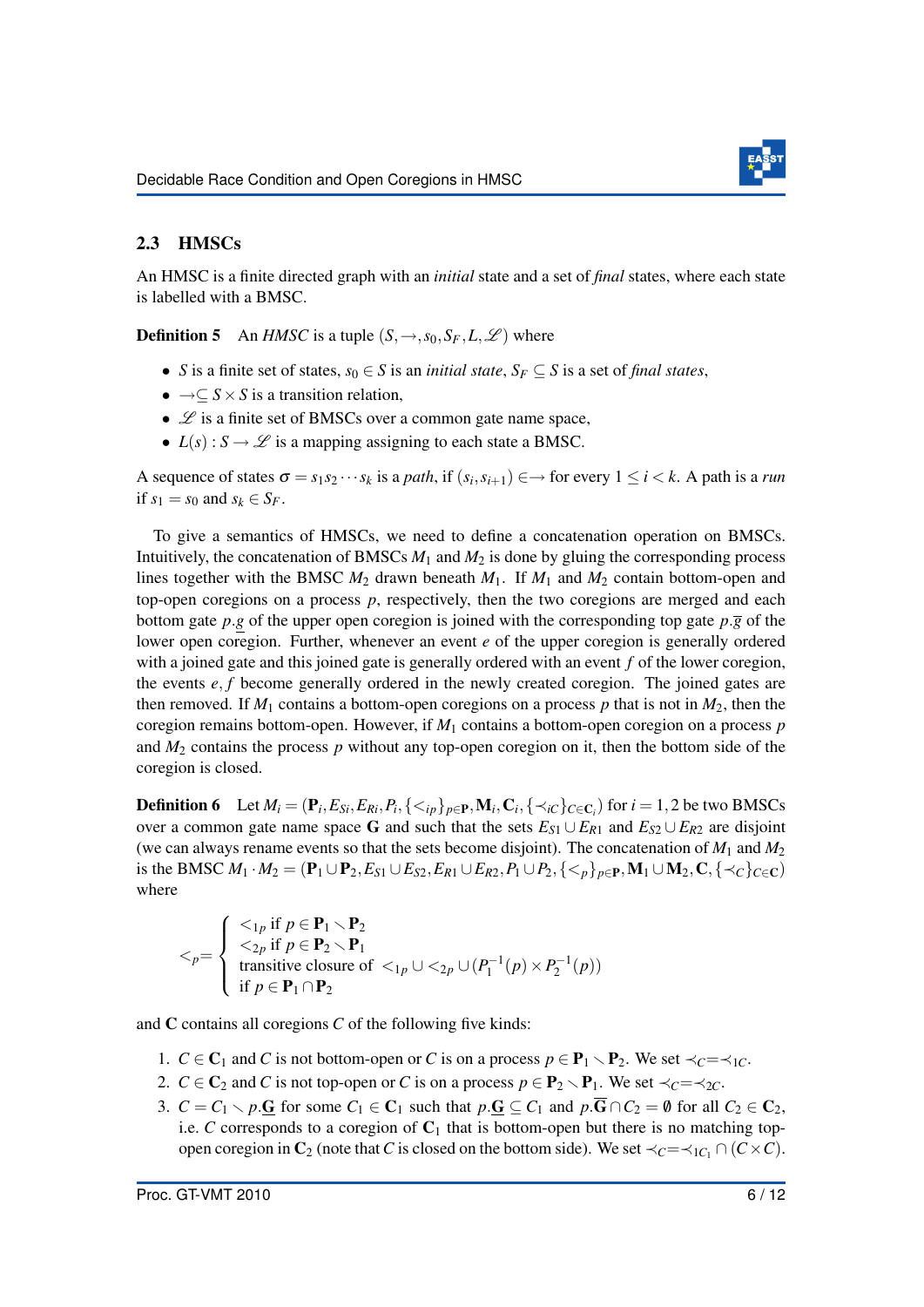### 2.3 HMSCs

An HMSC is a finite directed graph with an *initial* state and a set of *final* states, where each state is labelled with a BMSC.

**Definition 5** An *HMSC* is a tuple $(S, \rightarrow, s_0, S_F, L, \mathscr{L})$ where

- $S$ is a finite set of states, $s_0 \in S$ is an *initial state*, $S_F \subseteq S$ is a set of *final states*,
- $\rightarrow \subseteq S \times S$ is a transition relation,
- $\mathscr{L}$ is a finite set of BMSCs over a common gate name space,
- $L(s) : S \rightarrow \mathscr{L}$ is a mapping assigning to each state a BMSC.

A sequence of states $\sigma = s_1 s_2 \cdots s_k$ is a *path*, if $(s_i, s_{i+1}) \in \rightarrow$ for every $1 \leq i < k$. A path is a *run* if $s_1 = s_0$ and $s_k \in S_F$.

To give a semantics of HMSCs, we need to define a concatenation operation on BMSCs. Intuitively, the concatenation of BMSCs $M_1$ and $M_2$ is done by gluing the corresponding process lines together with the BMSC $M_2$ drawn beneath $M_1$. If $M_1$ and $M_2$ contain bottom-open and top-open coregions on a process $p$, respectively, then the two coregions are merged and each bottom gate $p.\underline{g}$ of the upper open coregion is joined with the corresponding top gate $p.\overline{g}$ of the lower open coregion. Further, whenever an event $e$ of the upper coregion is generally ordered with a joined gate and this joined gate is generally ordered with an event $f$ of the lower coregion, the events $e, f$ become generally ordered in the newly created coregion. The joined gates are then removed. If $M_1$ contains a bottom-open coregions on a process $p$ that is not in $M_2$, then the coregion remains bottom-open. However, if $M_1$ contains a bottom-open coregion on a process $p$ and $M_2$ contains the process $p$ without any top-open coregion on it, then the bottom side of the coregion is closed.

**Definition 6** Let $M_i = (\mathbf{P}_i, E_{Si}, E_{Ri}, P_i, \{<_{ip}\}_{p\in\mathbf{P}}, \mathbf{M}_i, \mathbf{C}_i, \{\prec_{iC}\}_{C\in\mathbf{C}_i})$ for $i = 1, 2$ be two BMSCs over a common gate name space $\mathbf{G}$ and such that the sets $E_{S1} \cup E_{R1}$ and $E_{S2} \cup E_{R2}$ are disjoint (we can always rename events so that the sets become disjoint). The concatenation of $M_1$ and $M_2$ is the BMSC $M_1 \cdot M_2 = (\mathbf{P}_1 \cup \mathbf{P}_2, E_{S1} \cup E_{S2}, E_{R1} \cup E_{R2}, P_1 \cup P_2, \{<_p\}_{p\in\mathbf{P}}, \mathbf{M}_1 \cup \mathbf{M}_2, \mathbf{C}, \{\prec_C\}_{C\in\mathbf{C}})$ where

$$<_p = \begin{cases} <_{1p} \text{ if } p \in \mathbf{P}_1 \setminus \mathbf{P}_2 \\ <_{2p} \text{ if } p \in \mathbf{P}_2 \setminus \mathbf{P}_1 \\ \text{transitive closure of } <_{1p} \cup <_{2p} \cup (P_1^{-1}(p) \times P_2^{-1}(p)) \\ \text{if } p \in \mathbf{P}_1 \cap \mathbf{P}_2 \end{cases}$$

and $\mathbf{C}$ contains all coregions $C$ of the following five kinds:

1. $C \in \mathbf{C}_1$ and $C$ is not bottom-open or $C$ is on a process $p \in \mathbf{P}_1 \setminus \mathbf{P}_2$. We set $\prec_C = \prec_{1C}$.
2. $C \in \mathbf{C}_2$ and $C$ is not top-open or $C$ is on a process $p \in \mathbf{P}_2 \setminus \mathbf{P}_1$. We set $\prec_C = \prec_{2C}$.
3. $C = C_1 \setminus p.\underline{\mathbf{G}}$ for some $C_1 \in \mathbf{C}_1$ such that $p.\underline{\mathbf{G}} \subseteq C_1$ and $p.\overline{\mathbf{G}} \cap C_2 = \emptyset$ for all $C_2 \in \mathbf{C}_2$, i.e. $C$ corresponds to a coregion of $\mathbf{C}_1$ that is bottom-open but there is no matching top-open coregion in $\mathbf{C}_2$ (note that $C$ is closed on the bottom side). We set $\prec_C = \prec_{1C_1} \cap (C \times C)$.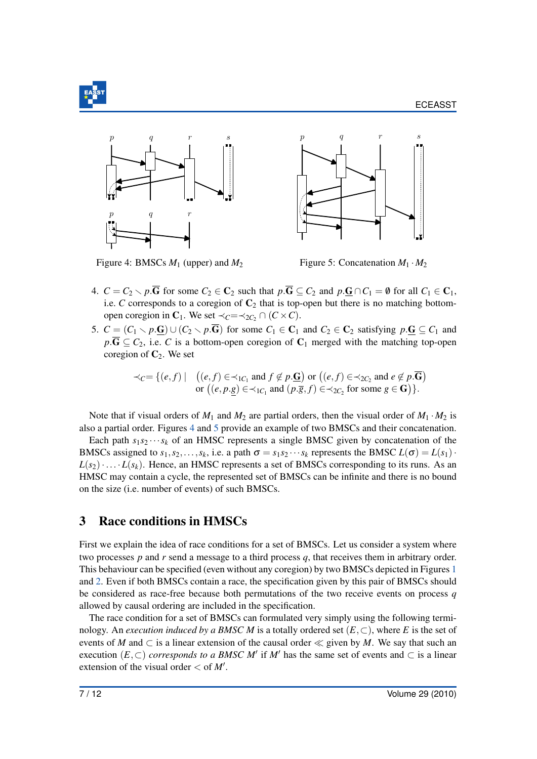Figure 4: BMSCs $M_1$ (upper) and $M_2$

Figure 5: Concatenation $M_1 \cdot M_2$

4. $C = C_2 \setminus p.\overline{\mathbf{G}}$ for some $C_2 \in \mathbf{C}_2$ such that $p.\overline{\mathbf{G}} \subseteq C_2$ and $p.\underline{\mathbf{G}} \cap C_1 = \emptyset$ for all $C_1 \in \mathbf{C}_1$, i.e. $C$ corresponds to a coregion of $\mathbf{C}_2$ that is top-open but there is no matching bottom-open coregion in $\mathbf{C}_1$. We set $\prec_C = \prec_{2C_2} \cap (C \times C)$.
5. $C = (C_1 \setminus p.\underline{\mathbf{G}}) \cup (C_2 \setminus p.\overline{\mathbf{G}})$ for some $C_1 \in \mathbf{C}_1$ and $C_2 \in \mathbf{C}_2$ satisfying $p.\underline{\mathbf{G}} \subseteq C_1$ and $p.\overline{\mathbf{G}} \subseteq C_2$, i.e. $C$ is a bottom-open coregion of $\mathbf{C}_1$ merged with the matching top-open coregion of $\mathbf{C}_2$. We set

$$\prec_C = \{(e,f) \mid \big((e,f) \in \prec_{1C_1} \text{ and } f \notin p.\underline{\mathbf{G}}\big) \text{ or } \big((e,f) \in \prec_{2C_2} \text{ and } e \notin p.\overline{\mathbf{G}}\big) \\ \text{ or } \big((e,p.\underline{g}) \in \prec_{1C_1} \text{ and } (p.\overline{g},f) \in \prec_{2C_2} \text{ for some } g \in \mathbf{G}\big)\}.$$

Note that if visual orders of $M_1$ and $M_2$ are partial orders, then the visual order of $M_1 \cdot M_2$ is also a partial order. Figures 4 and 5 provide an example of two BMSCs and their concatenation.

Each path $s_1 s_2 \cdots s_k$ of an HMSC represents a single BMSC given by concatenation of the BMSCs assigned to $s_1, s_2, \ldots, s_k$, i.e. a path $\sigma = s_1 s_2 \cdots s_k$ represents the BMSC $L(\sigma) = L(s_1) \cdot L(s_2) \cdot \ldots \cdot L(s_k)$. Hence, an HMSC represents a set of BMSCs corresponding to its runs. As an HMSC may contain a cycle, the represented set of BMSCs can be infinite and there is no bound on the size (i.e. number of events) of such BMSCs.

## 3 Race conditions in HMSCs

First we explain the idea of race conditions for a set of BMSCs. Let us consider a system where two processes $p$ and $r$ send a message to a third process $q$, that receives them in arbitrary order. This behaviour can be specified (even without any coregion) by two BMSCs depicted in Figures 1 and 2. Even if both BMSCs contain a race, the specification given by this pair of BMSCs should be considered as race-free because both permutations of the two receive events on process $q$ allowed by causal ordering are included in the specification.

The race condition for a set of BMSCs can formulated very simply using the following terminology. An *execution induced by a BMSC M* is a totally ordered set $(E, \subset)$, where $E$ is the set of events of $M$ and $\subset$ is a linear extension of the causal order $\ll$ given by $M$. We say that such an execution $(E, \subset)$ *corresponds to a BMSC* $M'$ if $M'$ has the same set of events and $\subset$ is a linear extension of the visual order $<$ of $M'$.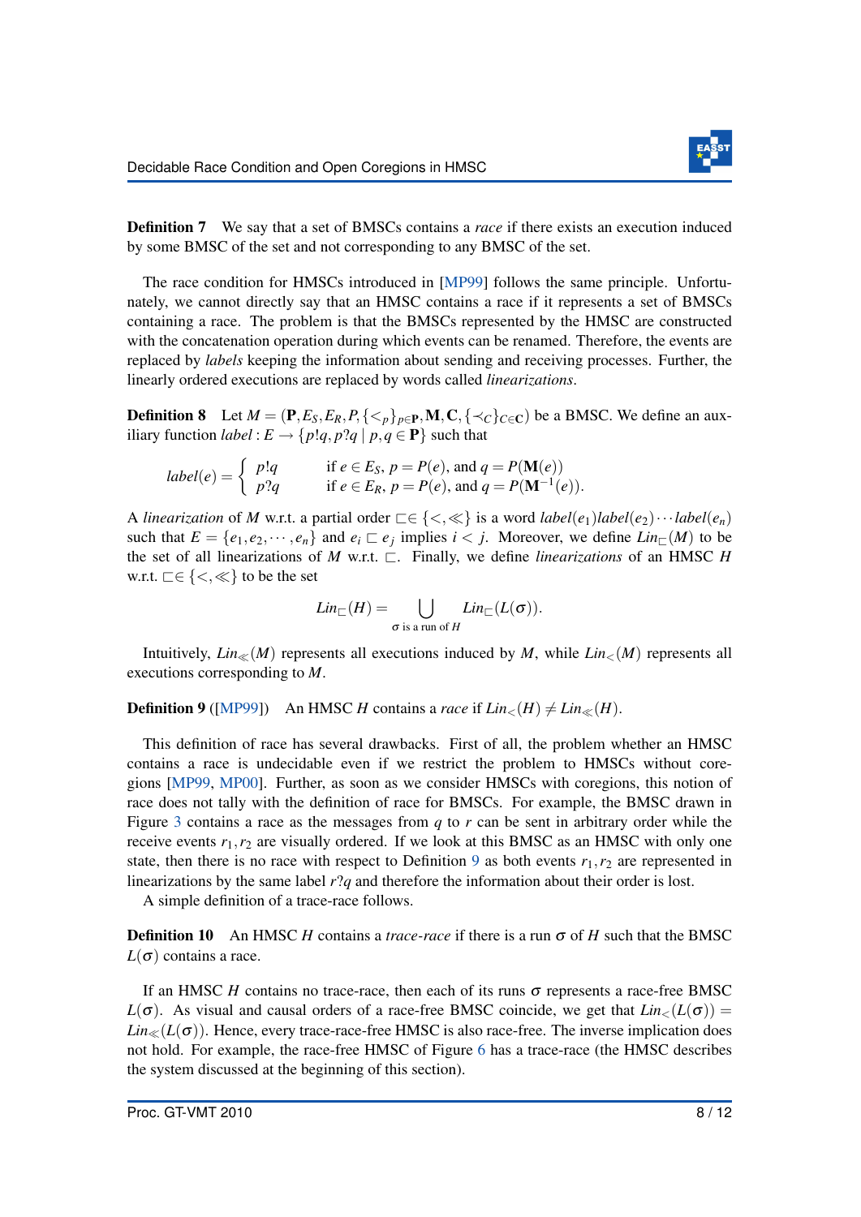**Definition 7** We say that a set of BMSCs contains a *race* if there exists an execution induced by some BMSC of the set and not corresponding to any BMSC of the set.

The race condition for HMSCs introduced in [MP99] follows the same principle. Unfortunately, we cannot directly say that an HMSC contains a race if it represents a set of BMSCs containing a race. The problem is that the BMSCs represented by the HMSC are constructed with the concatenation operation during which events can be renamed. Therefore, the events are replaced by *labels* keeping the information about sending and receiving processes. Further, the linearly ordered executions are replaced by words called *linearizations*.

**Definition 8** Let $M = (\mathbf{P}, E_S, E_R, P, \{<_p\}_{p\in\mathbf{P}}, \mathbf{M}, \mathbf{C}, \{\prec_C\}_{C\in\mathbf{C}})$ be a BMSC. We define an auxiliary function $label : E \to \{p!q, p?q \mid p,q \in \mathbf{P}\}$ such that

$$label(e) = \begin{cases} p!q & \text{if } e \in E_S,\ p = P(e), \text{ and } q = P(\mathbf{M}(e)) \\ p?q & \text{if } e \in E_R,\ p = P(e), \text{ and } q = P(\mathbf{M}^{-1}(e)). \end{cases}$$

A *linearization* of $M$ w.r.t. a partial order $\sqsubset \in \{<, \ll\}$ is a word $label(e_1)label(e_2)\cdots label(e_n)$ such that $E = \{e_1, e_2, \cdots, e_n\}$ and $e_i \sqsubset e_j$ implies $i < j$. Moreover, we define $Lin_\sqsubset(M)$ to be the set of all linearizations of $M$ w.r.t. $\sqsubset$. Finally, we define *linearizations* of an HMSC $H$ w.r.t. $\sqsubset \in \{<, \ll\}$ to be the set

$$Lin_\sqsubset(H) = \bigcup_{\sigma \text{ is a run of } H} Lin_\sqsubset(L(\sigma)).$$

Intuitively, $Lin_\ll(M)$ represents all executions induced by $M$, while $Lin_<(M)$ represents all executions corresponding to $M$.

**Definition 9** ([MP99]) An HMSC $H$ contains a *race* if $Lin_<(H) \neq Lin_\ll(H)$.

This definition of race has several drawbacks. First of all, the problem whether an HMSC contains a race is undecidable even if we restrict the problem to HMSCs without coregions [MP99, MP00]. Further, as soon as we consider HMSCs with coregions, this notion of race does not tally with the definition of race for BMSCs. For example, the BMSC drawn in Figure 3 contains a race as the messages from $q$ to $r$ can be sent in arbitrary order while the receive events $r_1, r_2$ are visually ordered. If we look at this BMSC as an HMSC with only one state, then there is no race with respect to Definition 9 as both events $r_1, r_2$ are represented in linearizations by the same label $r?q$ and therefore the information about their order is lost.

A simple definition of a trace-race follows.

**Definition 10** An HMSC $H$ contains a *trace-race* if there is a run $\sigma$ of $H$ such that the BMSC $L(\sigma)$ contains a race.

If an HMSC $H$ contains no trace-race, then each of its runs $\sigma$ represents a race-free BMSC $L(\sigma)$. As visual and causal orders of a race-free BMSC coincide, we get that $Lin_<(L(\sigma)) = Lin_\ll(L(\sigma))$. Hence, every trace-race-free HMSC is also race-free. The inverse implication does not hold. For example, the race-free HMSC of Figure 6 has a trace-race (the HMSC describes the system discussed at the beginning of this section).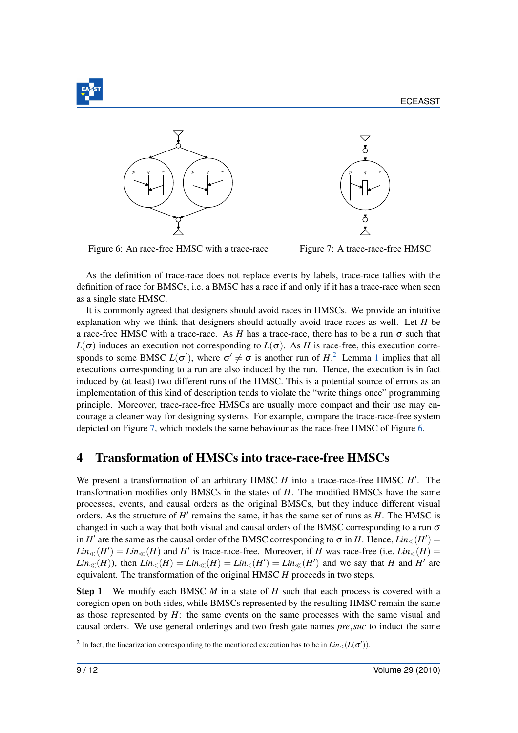Figure 6: An race-free HMSC with a trace-race

Figure 7: A trace-race-free HMSC

As the definition of trace-race does not replace events by labels, trace-race tallies with the definition of race for BMSCs, i.e. a BMSC has a race if and only if it has a trace-race when seen as a single state HMSC.

It is commonly agreed that designers should avoid races in HMSCs. We provide an intuitive explanation why we think that designers should actually avoid trace-races as well. Let $H$ be a race-free HMSC with a trace-race. As $H$ has a trace-race, there has to be a run $\sigma$ such that $L(\sigma)$ induces an execution not corresponding to $L(\sigma)$. As $H$ is race-free, this execution corresponds to some BMSC $L(\sigma')$, where $\sigma' \neq \sigma$ is another run of $H$.[2] Lemma 1 implies that all executions corresponding to a run are also induced by the run. Hence, the execution is in fact induced by (at least) two different runs of the HMSC. This is a potential source of errors as an implementation of this kind of description tends to violate the "write things once" programming principle. Moreover, trace-race-free HMSCs are usually more compact and their use may encourage a cleaner way for designing systems. For example, compare the trace-race-free system depicted on Figure 7, which models the same behaviour as the race-free HMSC of Figure 6.

## 4 Transformation of HMSCs into trace-race-free HMSCs

We present a transformation of an arbitrary HMSC $H$ into a trace-race-free HMSC $H'$. The transformation modifies only BMSCs in the states of $H$. The modified BMSCs have the same processes, events, and causal orders as the original BMSCs, but they induce different visual orders. As the structure of $H'$ remains the same, it has the same set of runs as $H$. The HMSC is changed in such a way that both visual and causal orders of the BMSC corresponding to a run $\sigma$ in $H'$ are the same as the causal order of the BMSC corresponding to $\sigma$ in $H$. Hence, $Lin_<(H') = Lin_\ll(H') = Lin_\ll(H)$ and $H'$ is trace-race-free. Moreover, if $H$ was race-free (i.e. $Lin_<(H) = Lin_\ll(H)$), then $Lin_<(H) = Lin_\ll(H) = Lin_<(H') = Lin_\ll(H')$ and we say that $H$ and $H'$ are equivalent. The transformation of the original HMSC $H$ proceeds in two steps.

**Step 1** We modify each BMSC $M$ in a state of $H$ such that each process is covered with a coregion open on both sides, while BMSCs represented by the resulting HMSC remain the same as those represented by $H$: the same events on the same processes with the same visual and causal orders. We use general orderings and two fresh gate names *pre*, *suc* to induct the same

[2] In fact, the linearization corresponding to the mentioned execution has to be in $Lin_<(L(\sigma'))$.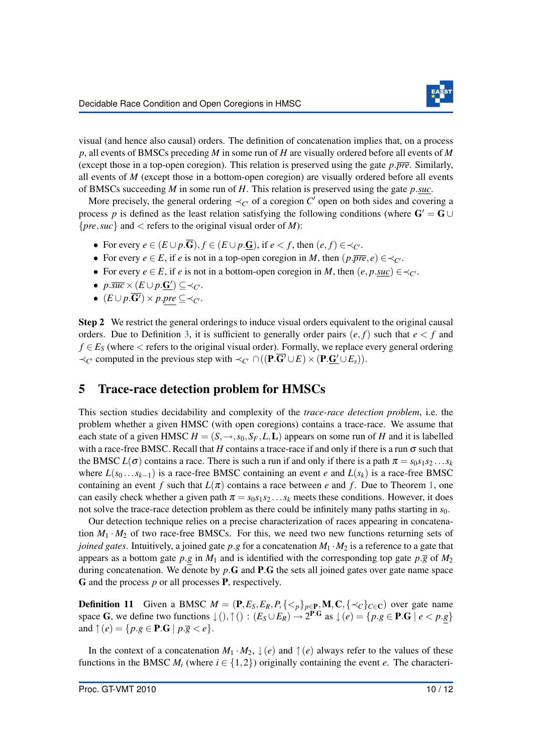visual (and hence also causal) orders. The definition of concatenation implies that, on a process $p$, all events of BMSCs preceding $M$ in some run of $H$ are visually ordered before all events of $M$ (except those in a top-open coregion). This relation is preserved using the gate $p.\overline{pre}$. Similarly, all events of $M$ (except those in a bottom-open coregion) are visually ordered before all events of BMSCs succeeding $M$ in some run of $H$. This relation is preserved using the gate $p.\underline{suc}$.

More precisely, the general ordering $\prec_{C'}$ of a coregion $C'$ open on both sides and covering a process $p$ is defined as the least relation satisfying the following conditions (where $\mathbf{G}' = \mathbf{G} \cup \{pre, suc\}$ and $<$ refers to the original visual order of $M$):

- For every $e \in (E \cup p.\overline{\mathbf{G}}), f \in (E \cup p.\underline{\mathbf{G}})$, if $e < f$, then $(e, f) \in \prec_{C'}$.
- For every $e \in E$, if $e$ is not in a top-open coregion in $M$, then $(p.\overline{pre}, e) \in \prec_{C'}$.
- For every $e \in E$, if $e$ is not in a bottom-open coregion in $M$, then $(e, p.\underline{suc}) \in \prec_{C'}$.
- $p.\overline{suc} \times (E \cup p.\underline{\mathbf{G}'}) \subseteq \prec_{C'}$.
- $(E \cup p.\overline{\mathbf{G}'}) \times p.\underline{pre} \subseteq \prec_{C'}$.

**Step 2** We restrict the general orderings to induce visual orders equivalent to the original causal orders. Due to Definition 3, it is sufficient to generally order pairs $(e, f)$ such that $e < f$ and $f \in E_S$ (where $<$ refers to the original visual order). Formally, we replace every general ordering $\prec_{C'}$ computed in the previous step with $\prec_{C'} \cap ((\mathbf{P}.\overline{\mathbf{G}'} \cup E) \times (\mathbf{P}.\underline{\mathbf{G}'} \cup E_s))$.

## 5 Trace-race detection problem for HMSCs

This section studies decidability and complexity of the *trace-race detection problem*, i.e. the problem whether a given HMSC (with open coregions) contains a trace-race. We assume that each state of a given HMSC $H = (S, \rightarrow, s_0, S_F, L, \mathbf{L})$ appears on some run of $H$ and it is labelled with a race-free BMSC. Recall that $H$ contains a trace-race if and only if there is a run $\sigma$ such that the BMSC $L(\sigma)$ contains a race. There is such a run if and only if there is a path $\pi = s_0 s_1 s_2 \dots s_k$ where $L(s_0 \dots s_{k-1})$ is a race-free BMSC containing an event $e$ and $L(s_k)$ is a race-free BMSC containing an event $f$ such that $L(\pi)$ contains a race between $e$ and $f$. Due to Theorem 1, one can easily check whether a given path $\pi = s_0 s_1 s_2 \dots s_k$ meets these conditions. However, it does not solve the trace-race detection problem as there could be infinitely many paths starting in $s_0$.

Our detection technique relies on a precise characterization of races appearing in concatenation $M_1 \cdot M_2$ of two race-free BMSCs. For this, we need two new functions returning sets of *joined gates*. Intuitively, a joined gate $p.g$ for a concatenation $M_1 \cdot M_2$ is a reference to a gate that appears as a bottom gate $p.\underline{g}$ in $M_1$ and is identified with the corresponding top gate $p.\overline{g}$ of $M_2$ during concatenation. We denote by $p.\mathbf{G}$ and $\mathbf{P}.\mathbf{G}$ the sets all joined gates over gate name space $\mathbf{G}$ and the process $p$ or all processes $\mathbf{P}$, respectively.

**Definition 11** Given a BMSC $M = (\mathbf{P}, E_S, E_R, P, \{<_p\}_{p \in \mathbf{P}}, \mathbf{M}, \mathbf{C}, \{\prec_C\}_{C \in \mathbf{C}})$ over gate name space $\mathbf{G}$, we define two functions $\downarrow(), \uparrow() : (E_S \cup E_R) \rightarrow 2^{\mathbf{P}.\mathbf{G}}$ as $\downarrow(e) = \{p.g \in \mathbf{P}.\mathbf{G} \mid e < p.\underline{g}\}$ and $\uparrow(e) = \{p.g \in \mathbf{P}.\mathbf{G} \mid p.\overline{g} < e\}$.

In the context of a concatenation $M_1 \cdot M_2$, $\downarrow(e)$ and $\uparrow(e)$ always refer to the values of these functions in the BMSC $M_i$ (where $i \in \{1, 2\}$) originally containing the event $e$. The characteri-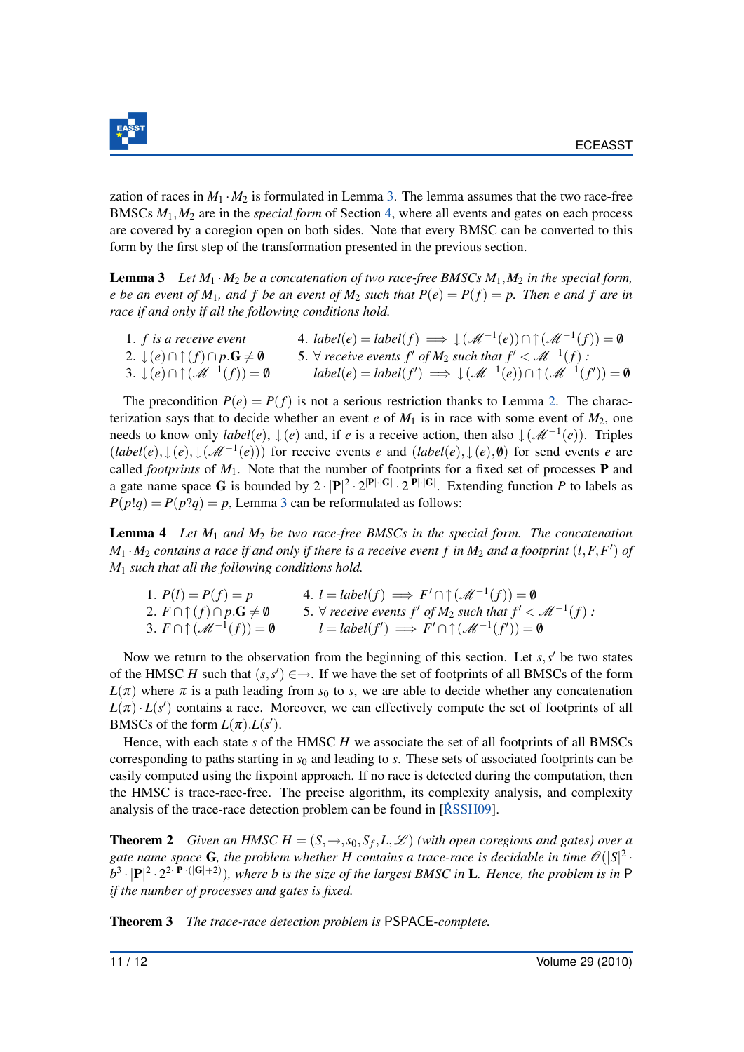zation of races in $M_1 \cdot M_2$ is formulated in Lemma 3. The lemma assumes that the two race-free BMSCs $M_1, M_2$ are in the *special form* of Section 4, where all events and gates on each process are covered by a coregion open on both sides. Note that every BMSC can be converted to this form by the first step of the transformation presented in the previous section.

**Lemma 3** *Let $M_1 \cdot M_2$ be a concatenation of two race-free BMSCs $M_1, M_2$ in the special form, $e$ be an event of $M_1$, and $f$ be an event of $M_2$ such that $P(e) = P(f) = p$. Then $e$ and $f$ are in race if and only if all the following conditions hold.*

1. *$f$ is a receive event*
2. $\downarrow(e) \cap \uparrow(f) \cap p.\mathbf{G} \neq \emptyset$
3. $\downarrow(e) \cap \uparrow(\mathscr{M}^{-1}(f)) = \emptyset$
4. $label(e) = label(f) \implies \downarrow(\mathscr{M}^{-1}(e)) \cap \uparrow(\mathscr{M}^{-1}(f)) = \emptyset$
5. *$\forall$ receive events $f'$ of $M_2$ such that $f' < \mathscr{M}^{-1}(f)$ :*
   $label(e) = label(f') \implies \downarrow(\mathscr{M}^{-1}(e)) \cap \uparrow(\mathscr{M}^{-1}(f')) = \emptyset$

The precondition $P(e) = P(f)$ is not a serious restriction thanks to Lemma 2. The characterization says that to decide whether an event $e$ of $M_1$ is in race with some event of $M_2$, one needs to know only $label(e)$, $\downarrow(e)$ and, if $e$ is a receive action, then also $\downarrow(\mathscr{M}^{-1}(e))$. Triples $(label(e), \downarrow(e), \downarrow(\mathscr{M}^{-1}(e)))$ for receive events $e$ and $(label(e), \downarrow(e), \emptyset)$ for send events $e$ are called *footprints* of $M_1$. Note that the number of footprints for a fixed set of processes $\mathbf{P}$ and a gate name space $\mathbf{G}$ is bounded by $2 \cdot |\mathbf{P}|^2 \cdot 2^{|\mathbf{P}| \cdot |\mathbf{G}|} \cdot 2^{|\mathbf{P}| \cdot |\mathbf{G}|}$. Extending function $P$ to labels as $P(p!q) = P(p?q) = p$, Lemma 3 can be reformulated as follows:

**Lemma 4** *Let $M_1$ and $M_2$ be two race-free BMSCs in the special form. The concatenation $M_1 \cdot M_2$ contains a race if and only if there is a receive event $f$ in $M_2$ and a footprint $(l, F, F')$ of $M_1$ such that all the following conditions hold.*

1. $P(l) = P(f) = p$
2. $F \cap \uparrow(f) \cap p.\mathbf{G} \neq \emptyset$
3. $F \cap \uparrow(\mathscr{M}^{-1}(f)) = \emptyset$
4. $l = label(f) \implies F' \cap \uparrow(\mathscr{M}^{-1}(f)) = \emptyset$
5. *$\forall$ receive events $f'$ of $M_2$ such that $f' < \mathscr{M}^{-1}(f)$ :*
   $l = label(f') \implies F' \cap \uparrow(\mathscr{M}^{-1}(f')) = \emptyset$

Now we return to the observation from the beginning of this section. Let $s, s'$ be two states of the HMSC $H$ such that $(s, s') \in \rightarrow$. If we have the set of footprints of all BMSCs of the form $L(\pi)$ where $\pi$ is a path leading from $s_0$ to $s$, we are able to decide whether any concatenation $L(\pi) \cdot L(s')$ contains a race. Moreover, we can effectively compute the set of footprints of all BMSCs of the form $L(\pi).L(s')$.

Hence, with each state $s$ of the HMSC $H$ we associate the set of all footprints of all BMSCs corresponding to paths starting in $s_0$ and leading to $s$. These sets of associated footprints can be easily computed using the fixpoint approach. If no race is detected during the computation, then the HMSC is trace-race-free. The precise algorithm, its complexity analysis, and complexity analysis of the trace-race detection problem can be found in [ŘSSH09].

**Theorem 2** *Given an HMSC $H = (S, \rightarrow, s_0, S_f, L, \mathscr{L})$ (with open coregions and gates) over a gate name space $\mathbf{G}$, the problem whether $H$ contains a trace-race is decidable in time $\mathscr{O}(|S|^2 \cdot b^3 \cdot |\mathbf{P}|^2 \cdot 2^{2 \cdot |\mathbf{P}| \cdot (|\mathbf{G}|+2)})$, where $b$ is the size of the largest BMSC in $\mathbf{L}$. Hence, the problem is in* P *if the number of processes and gates is fixed.*

**Theorem 3** *The trace-race detection problem is* PSPACE*-complete.*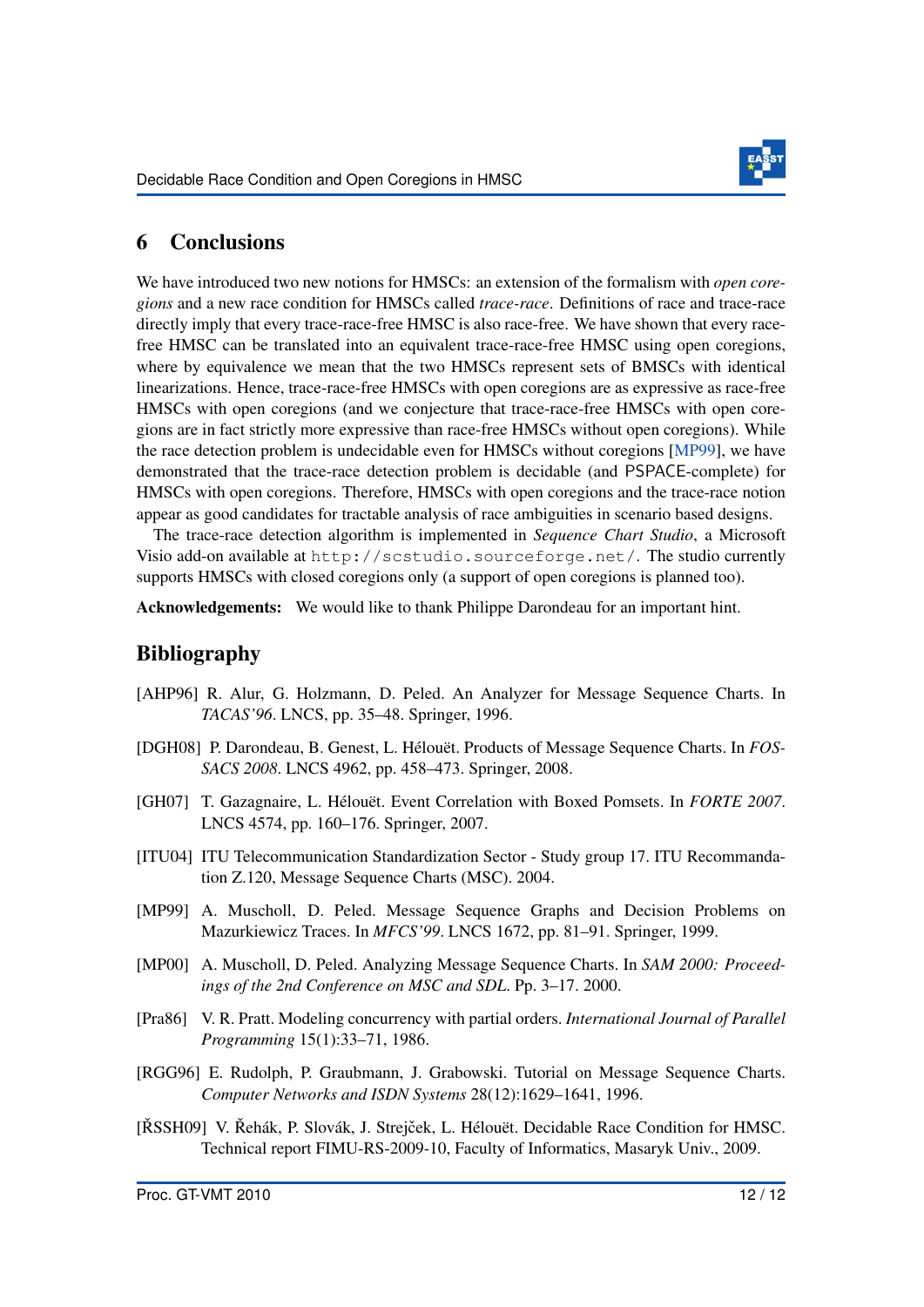# 6 Conclusions

We have introduced two new notions for HMSCs: an extension of the formalism with *open coregions* and a new race condition for HMSCs called *trace-race*. Definitions of race and trace-race directly imply that every trace-race-free HMSC is also race-free. We have shown that every race-free HMSC can be translated into an equivalent trace-race-free HMSC using open coregions, where by equivalence we mean that the two HMSCs represent sets of BMSCs with identical linearizations. Hence, trace-race-free HMSCs with open coregions are as expressive as race-free HMSCs with open coregions (and we conjecture that trace-race-free HMSCs with open coregions are in fact strictly more expressive than race-free HMSCs without open coregions). While the race detection problem is undecidable even for HMSCs without coregions [MP99], we have demonstrated that the trace-race detection problem is decidable (and PSPACE-complete) for HMSCs with open coregions. Therefore, HMSCs with open coregions and the trace-race notion appear as good candidates for tractable analysis of race ambiguities in scenario based designs.

The trace-race detection algorithm is implemented in *Sequence Chart Studio*, a Microsoft Visio add-on available at `http://scstudio.sourceforge.net/`. The studio currently supports HMSCs with closed coregions only (a support of open coregions is planned too).

**Acknowledgements:** We would like to thank Philippe Darondeau for an important hint.

## Bibliography

[AHP96] R. Alur, G. Holzmann, D. Peled. An Analyzer for Message Sequence Charts. In *TACAS'96*. LNCS, pp. 35–48. Springer, 1996.

[DGH08] P. Darondeau, B. Genest, L. Hélouët. Products of Message Sequence Charts. In *FOSSACS 2008*. LNCS 4962, pp. 458–473. Springer, 2008.

[GH07] T. Gazagnaire, L. Hélouët. Event Correlation with Boxed Pomsets. In *FORTE 2007*. LNCS 4574, pp. 160–176. Springer, 2007.

[ITU04] ITU Telecommunication Standardization Sector - Study group 17. ITU Recommandation Z.120, Message Sequence Charts (MSC). 2004.

[MP99] A. Muscholl, D. Peled. Message Sequence Graphs and Decision Problems on Mazurkiewicz Traces. In *MFCS'99*. LNCS 1672, pp. 81–91. Springer, 1999.

[MP00] A. Muscholl, D. Peled. Analyzing Message Sequence Charts. In *SAM 2000: Proceedings of the 2nd Conference on MSC and SDL*. Pp. 3–17. 2000.

[Pra86] V. R. Pratt. Modeling concurrency with partial orders. *International Journal of Parallel Programming* 15(1):33–71, 1986.

[RGG96] E. Rudolph, P. Graubmann, J. Grabowski. Tutorial on Message Sequence Charts. *Computer Networks and ISDN Systems* 28(12):1629–1641, 1996.

[ŘSSH09] V. Řehák, P. Slovák, J. Strejček, L. Hélouët. Decidable Race Condition for HMSC. Technical report FIMU-RS-2009-10, Faculty of Informatics, Masaryk Univ., 2009.